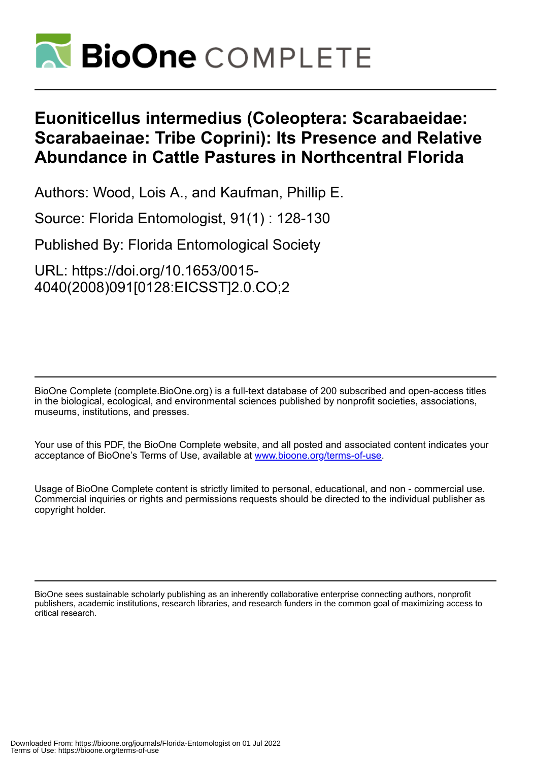# Euoniticellus intermedius (Coleoptera: Scarabaeidae: Scarabaeinae: Tribe Coprini): Its Presence and Relative Abundance in Cattle Pastures in Northcentral Florida

Authors: Wood, Lois A., and Kaufman, Phillip E.

Source: Florida Entomologist, 91(1) : 128-130

Published By: Florida Entomological Society

URL: https://doi.org/10.1653/0015-4040(2008)091[0128:EICSST]2.0.CO;2

BioOne Complete (complete.BioOne.org) is a full-text database of 200 subscribed and open-access titles in the biological, ecological, and environmental sciences published by nonprofit societies, associations, museums, institutions, and presses.

Your use of this PDF, the BioOne Complete website, and all posted and associated content indicates your acceptance of BioOne's Terms of Use, available at www.bioone.org/terms-of-use.

Usage of BioOne Complete content is strictly limited to personal, educational, and non - commercial use. Commercial inquiries or rights and permissions requests should be directed to the individual publisher as copyright holder.

BioOne sees sustainable scholarly publishing as an inherently collaborative enterprise connecting authors, nonprofit publishers, academic institutions, research libraries, and research funders in the common goal of maximizing access to critical research.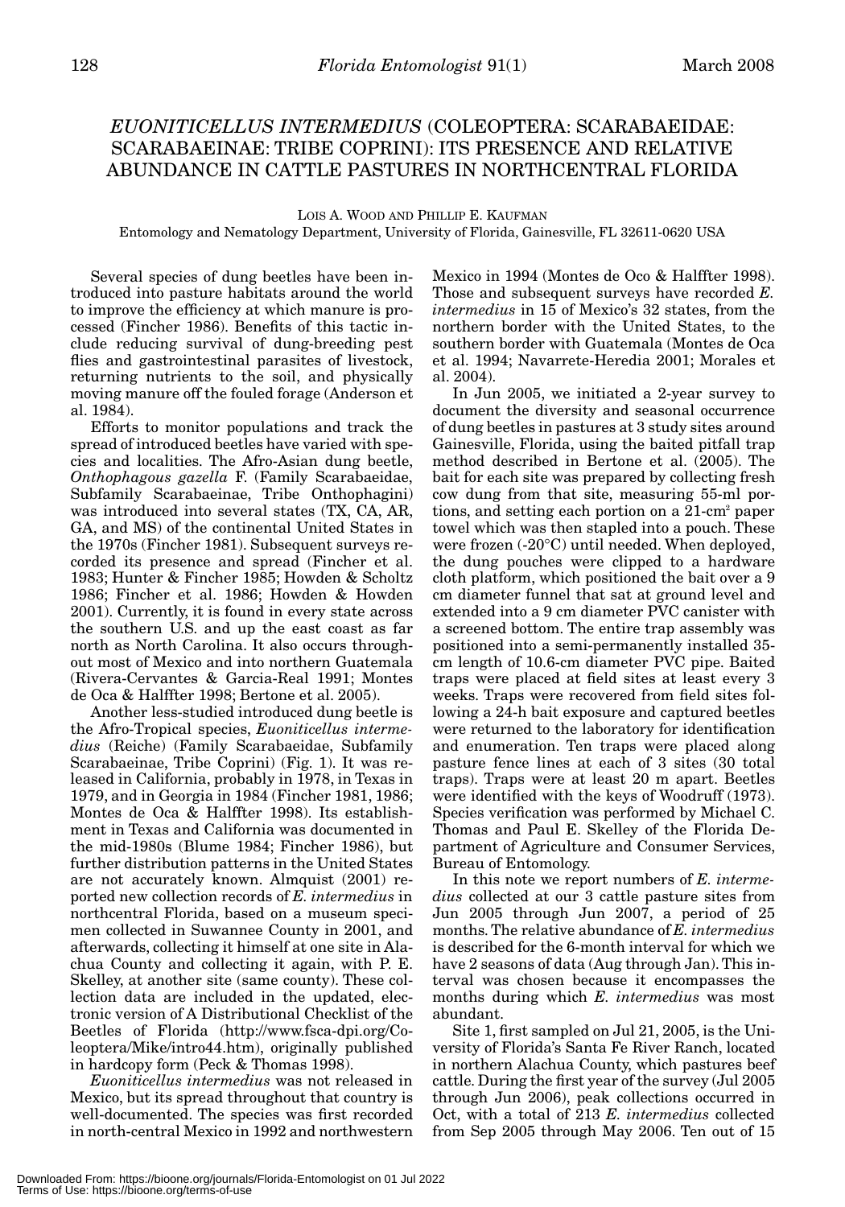# *EUONITICELLUS INTERMEDIUS* (COLEOPTERA: SCARABAEIDAE: SCARABAEINAE: TRIBE COPRINI): ITS PRESENCE AND RELATIVE ABUNDANCE IN CATTLE PASTURES IN NORTHCENTRAL FLORIDA

LOIS A. WOOD AND PHILLIP E. KAUFMAN

Entomology and Nematology Department, University of Florida, Gainesville, FL 32611-0620 USA

Several species of dung beetles have been introduced into pasture habitats around the world to improve the efficiency at which manure is processed (Fincher 1986). Benefits of this tactic include reducing survival of dung-breeding pest flies and gastrointestinal parasites of livestock, returning nutrients to the soil, and physically moving manure off the fouled forage (Anderson et al. 1984).

Efforts to monitor populations and track the spread of introduced beetles have varied with species and localities. The Afro-Asian dung beetle, *Onthophagous gazella* F. (Family Scarabaeidae, Subfamily Scarabaeinae, Tribe Onthophagini) was introduced into several states (TX, CA, AR, GA, and MS) of the continental United States in the 1970s (Fincher 1981). Subsequent surveys recorded its presence and spread (Fincher et al. 1983; Hunter & Fincher 1985; Howden & Scholtz 1986; Fincher et al. 1986; Howden & Howden 2001). Currently, it is found in every state across the southern U.S. and up the east coast as far north as North Carolina. It also occurs throughout most of Mexico and into northern Guatemala (Rivera-Cervantes & Garcia-Real 1991; Montes de Oca & Halffter 1998; Bertone et al. 2005).

Another less-studied introduced dung beetle is the Afro-Tropical species, *Euoniticellus intermedius* (Reiche) (Family Scarabaeidae, Subfamily Scarabaeinae, Tribe Coprini) (Fig. 1). It was released in California, probably in 1978, in Texas in 1979, and in Georgia in 1984 (Fincher 1981, 1986; Montes de Oca & Halffter 1998). Its establishment in Texas and California was documented in the mid-1980s (Blume 1984; Fincher 1986), but further distribution patterns in the United States are not accurately known. Almquist (2001) reported new collection records of *E. intermedius* in northcentral Florida, based on a museum specimen collected in Suwannee County in 2001, and afterwards, collecting it himself at one site in Alachua County and collecting it again, with P. E. Skelley, at another site (same county). These collection data are included in the updated, electronic version of A Distributional Checklist of the Beetles of Florida (http://www.fsca-dpi.org/Coleoptera/Mike/intro44.htm), originally published in hardcopy form (Peck & Thomas 1998).

*Euoniticellus intermedius* was not released in Mexico, but its spread throughout that country is well-documented. The species was first recorded in north-central Mexico in 1992 and northwestern Mexico in 1994 (Montes de Oco & Halffter 1998). Those and subsequent surveys have recorded *E. intermedius* in 15 of Mexico's 32 states, from the northern border with the United States, to the southern border with Guatemala (Montes de Oca et al. 1994; Navarrete-Heredia 2001; Morales et al. 2004).

In Jun 2005, we initiated a 2-year survey to document the diversity and seasonal occurrence of dung beetles in pastures at 3 study sites around Gainesville, Florida, using the baited pitfall trap method described in Bertone et al. (2005). The bait for each site was prepared by collecting fresh cow dung from that site, measuring 55-ml portions, and setting each portion on a 21-cm$^2$ paper towel which was then stapled into a pouch. These were frozen (-20°C) until needed. When deployed, the dung pouches were clipped to a hardware cloth platform, which positioned the bait over a 9 cm diameter funnel that sat at ground level and extended into a 9 cm diameter PVC canister with a screened bottom. The entire trap assembly was positioned into a semi-permanently installed 35-cm length of 10.6-cm diameter PVC pipe. Baited traps were placed at field sites at least every 3 weeks. Traps were recovered from field sites following a 24-h bait exposure and captured beetles were returned to the laboratory for identification and enumeration. Ten traps were placed along pasture fence lines at each of 3 sites (30 total traps). Traps were at least 20 m apart. Beetles were identified with the keys of Woodruff (1973). Species verification was performed by Michael C. Thomas and Paul E. Skelley of the Florida Department of Agriculture and Consumer Services, Bureau of Entomology.

In this note we report numbers of *E. intermedius* collected at our 3 cattle pasture sites from Jun 2005 through Jun 2007, a period of 25 months. The relative abundance of *E. intermedius* is described for the 6-month interval for which we have 2 seasons of data (Aug through Jan). This interval was chosen because it encompasses the months during which *E. intermedius* was most abundant.

Site 1, first sampled on Jul 21, 2005, is the University of Florida's Santa Fe River Ranch, located in northern Alachua County, which pastures beef cattle. During the first year of the survey (Jul 2005 through Jun 2006), peak collections occurred in Oct, with a total of 213 *E. intermedius* collected from Sep 2005 through May 2006. Ten out of 15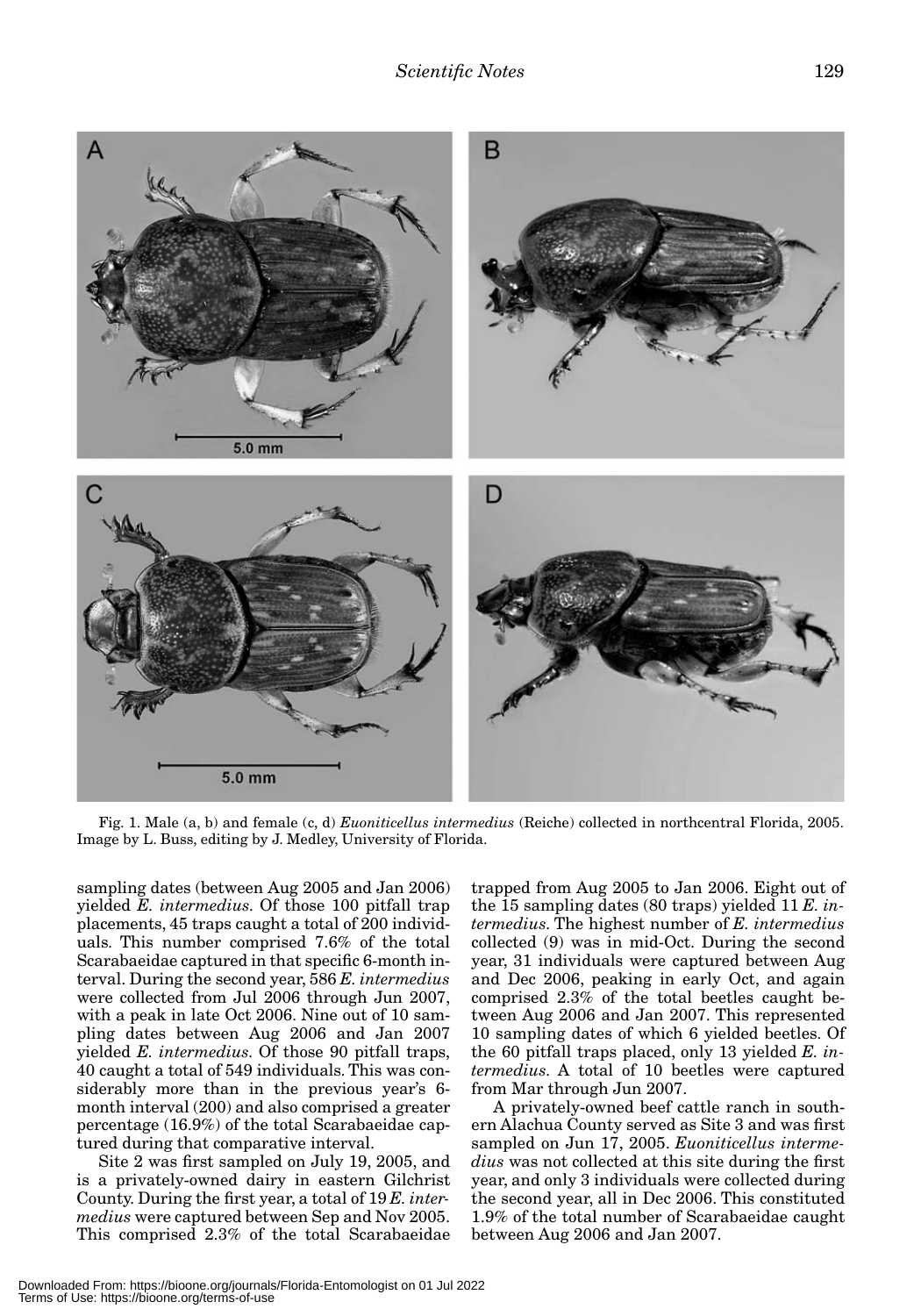A

5.0 mm

B

C

5.0 mm

D

Fig. 1. Male (a, b) and female (c, d) *Euoniticellus intermedius* (Reiche) collected in northcentral Florida, 2005. Image by L. Buss, editing by J. Medley, University of Florida.

sampling dates (between Aug 2005 and Jan 2006) yielded *E. intermedius*. Of those 100 pitfall trap placements, 45 traps caught a total of 200 individuals. This number comprised 7.6% of the total Scarabaeidae captured in that specific 6-month interval. During the second year, 586 *E. intermedius* were collected from Jul 2006 through Jun 2007, with a peak in late Oct 2006. Nine out of 10 sampling dates between Aug 2006 and Jan 2007 yielded *E. intermedius*. Of those 90 pitfall traps, 40 caught a total of 549 individuals. This was considerably more than in the previous year's 6-month interval (200) and also comprised a greater percentage (16.9%) of the total Scarabaeidae captured during that comparative interval.

Site 2 was first sampled on July 19, 2005, and is a privately-owned dairy in eastern Gilchrist County. During the first year, a total of 19 *E. intermedius* were captured between Sep and Nov 2005. This comprised 2.3% of the total Scarabaeidae trapped from Aug 2005 to Jan 2006. Eight out of the 15 sampling dates (80 traps) yielded 11 *E. intermedius*. The highest number of *E. intermedius* collected (9) was in mid-Oct. During the second year, 31 individuals were captured between Aug and Dec 2006, peaking in early Oct, and again comprised 2.3% of the total beetles caught between Aug 2006 and Jan 2007. This represented 10 sampling dates of which 6 yielded beetles. Of the 60 pitfall traps placed, only 13 yielded *E. intermedius*. A total of 10 beetles were captured from Mar through Jun 2007.

A privately-owned beef cattle ranch in southern Alachua County served as Site 3 and was first sampled on Jun 17, 2005. *Euoniticellus intermedius* was not collected at this site during the first year, and only 3 individuals were collected during the second year, all in Dec 2006. This constituted 1.9% of the total number of Scarabaeidae caught between Aug 2006 and Jan 2007.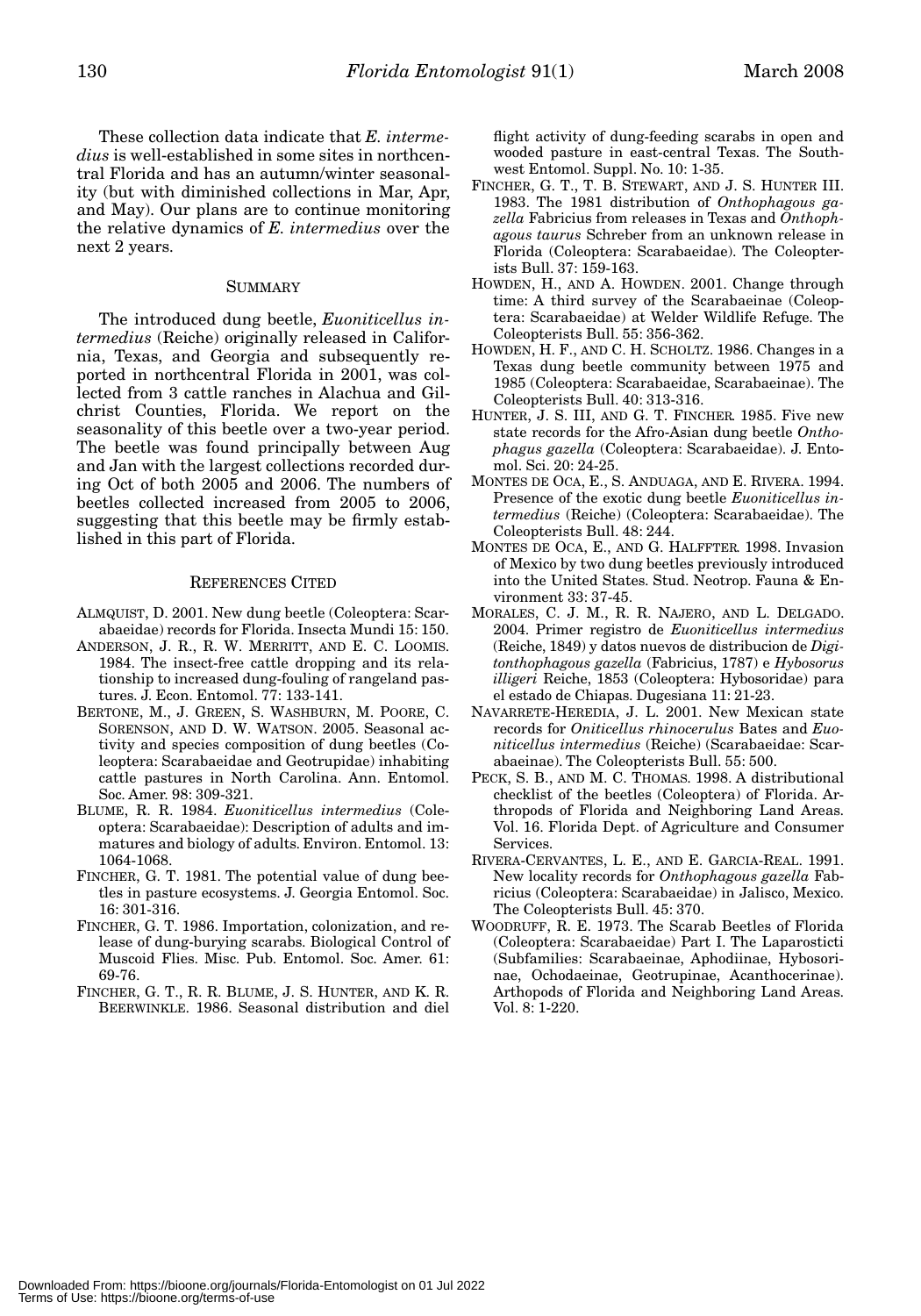These collection data indicate that *E. intermedius* is well-established in some sites in northcentral Florida and has an autumn/winter seasonality (but with diminished collections in Mar, Apr, and May). Our plans are to continue monitoring the relative dynamics of *E. intermedius* over the next 2 years.

## Summary

The introduced dung beetle, *Euoniticellus intermedius* (Reiche) originally released in California, Texas, and Georgia and subsequently reported in northcentral Florida in 2001, was collected from 3 cattle ranches in Alachua and Gilchrist Counties, Florida. We report on the seasonality of this beetle over a two-year period. The beetle was found principally between Aug and Jan with the largest collections recorded during Oct of both 2005 and 2006. The numbers of beetles collected increased from 2005 to 2006, suggesting that this beetle may be firmly established in this part of Florida.

## References Cited

ALMQUIST, D. 2001. New dung beetle (Coleoptera: Scarabaeidae) records for Florida. Insecta Mundi 15: 150.

ANDERSON, J. R., R. W. MERRITT, AND E. C. LOOMIS. 1984. The insect-free cattle dropping and its relationship to increased dung-fouling of rangeland pastures. J. Econ. Entomol. 77: 133-141.

BERTONE, M., J. GREEN, S. WASHBURN, M. POORE, C. SORENSON, AND D. W. WATSON. 2005. Seasonal activity and species composition of dung beetles (Coleoptera: Scarabaeidae and Geotrupidae) inhabiting cattle pastures in North Carolina. Ann. Entomol. Soc. Amer. 98: 309-321.

BLUME, R. R. 1984. *Euoniticellus intermedius* (Coleoptera: Scarabaeidae): Description of adults and immatures and biology of adults. Environ. Entomol. 13: 1064-1068.

FINCHER, G. T. 1981. The potential value of dung beetles in pasture ecosystems. J. Georgia Entomol. Soc. 16: 301-316.

FINCHER, G. T. 1986. Importation, colonization, and release of dung-burying scarabs. Biological Control of Muscoid Flies. Misc. Pub. Entomol. Soc. Amer. 61: 69-76.

FINCHER, G. T., R. R. BLUME, J. S. HUNTER, AND K. R. BEERWINKLE. 1986. Seasonal distribution and diel flight activity of dung-feeding scarabs in open and wooded pasture in east-central Texas. The Southwest Entomol. Suppl. No. 10: 1-35.

FINCHER, G. T., T. B. STEWART, AND J. S. HUNTER III. 1983. The 1981 distribution of *Onthophagous gazella* Fabricius from releases in Texas and *Onthophagous taurus* Schreber from an unknown release in Florida (Coleoptera: Scarabaeidae). The Coleopterists Bull. 37: 159-163.

HOWDEN, H., AND A. HOWDEN. 2001. Change through time: A third survey of the Scarabaeinae (Coleoptera: Scarabaeidae) at Welder Wildlife Refuge. The Coleopterists Bull. 55: 356-362.

HOWDEN, H. F., AND C. H. SCHOLTZ. 1986. Changes in a Texas dung beetle community between 1975 and 1985 (Coleoptera: Scarabaeidae, Scarabaeinae). The Coleopterists Bull. 40: 313-316.

HUNTER, J. S. III, AND G. T. FINCHER. 1985. Five new state records for the Afro-Asian dung beetle *Onthophagus gazella* (Coleoptera: Scarabaeidae). J. Entomol. Sci. 20: 24-25.

MONTES DE OCA, E., S. ANDUAGA, AND E. RIVERA. 1994. Presence of the exotic dung beetle *Euoniticellus intermedius* (Reiche) (Coleoptera: Scarabaeidae). The Coleopterists Bull. 48: 244.

MONTES DE OCA, E., AND G. HALFFTER. 1998. Invasion of Mexico by two dung beetles previously introduced into the United States. Stud. Neotrop. Fauna & Environment 33: 37-45.

MORALES, C. J. M., R. R. NAJERO, AND L. DELGADO. 2004. Primer registro de *Euoniticellus intermedius* (Reiche, 1849) y datos nuevos de distribucion de *Digitonthophagous gazella* (Fabricius, 1787) e *Hybosorus illigeri* Reiche, 1853 (Coleoptera: Hybosoridae) para el estado de Chiapas. Dugesiana 11: 21-23.

NAVARRETE-HEREDIA, J. L. 2001. New Mexican state records for *Oniticellus rhinocerulus* Bates and *Euoniticellus intermedius* (Reiche) (Scarabaeidae: Scarabaeinae). The Coleopterists Bull. 55: 500.

PECK, S. B., AND M. C. THOMAS. 1998. A distributional checklist of the beetles (Coleoptera) of Florida. Arthropods of Florida and Neighboring Land Areas. Vol. 16. Florida Dept. of Agriculture and Consumer Services.

RIVERA-CERVANTES, L. E., AND E. GARCIA-REAL. 1991. New locality records for *Onthophagous gazella* Fabricius (Coleoptera: Scarabaeidae) in Jalisco, Mexico. The Coleopterists Bull. 45: 370.

WOODRUFF, R. E. 1973. The Scarab Beetles of Florida (Coleoptera: Scarabaeidae) Part I. The Laparosticti (Subfamilies: Scarabaeinae, Aphodiinae, Hybosorinae, Ochodaeinae, Geotrupinae, Acanthocerinae). Arthopods of Florida and Neighboring Land Areas. Vol. 8: 1-220.